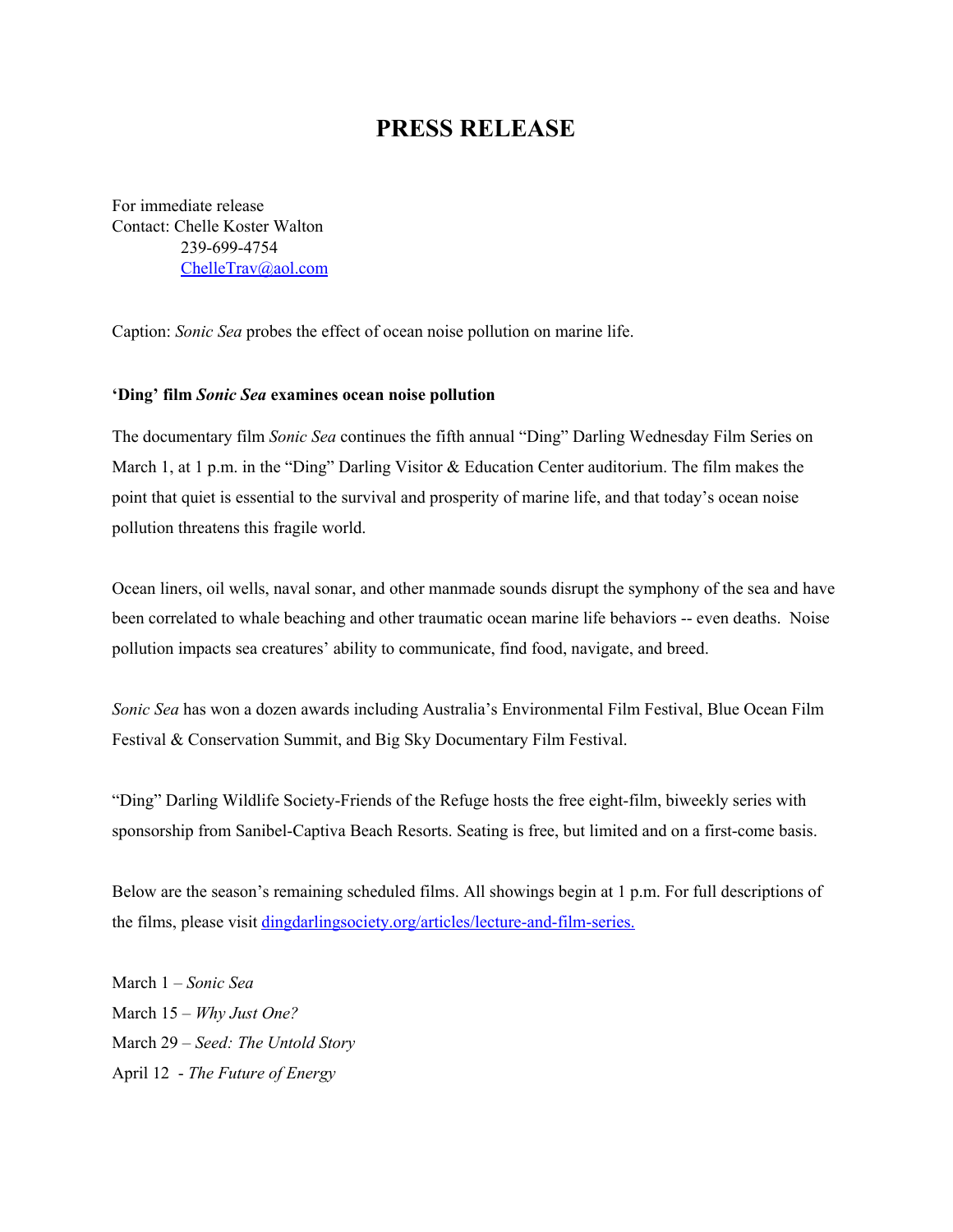# PRESS RELEASE

For immediate release
Contact: Chelle Koster Walton
239-699-4754
ChelleTrav@aol.com

Caption: *Sonic Sea* probes the effect of ocean noise pollution on marine life.

**'Ding' film *Sonic Sea* examines ocean noise pollution**

The documentary film *Sonic Sea* continues the fifth annual "Ding" Darling Wednesday Film Series on March 1, at 1 p.m. in the "Ding" Darling Visitor & Education Center auditorium. The film makes the point that quiet is essential to the survival and prosperity of marine life, and that today's ocean noise pollution threatens this fragile world.

Ocean liners, oil wells, naval sonar, and other manmade sounds disrupt the symphony of the sea and have been correlated to whale beaching and other traumatic ocean marine life behaviors -- even deaths. Noise pollution impacts sea creatures' ability to communicate, find food, navigate, and breed.

*Sonic Sea* has won a dozen awards including Australia's Environmental Film Festival, Blue Ocean Film Festival & Conservation Summit, and Big Sky Documentary Film Festival.

"Ding" Darling Wildlife Society-Friends of the Refuge hosts the free eight-film, biweekly series with sponsorship from Sanibel-Captiva Beach Resorts. Seating is free, but limited and on a first-come basis.

Below are the season's remaining scheduled films. All showings begin at 1 p.m. For full descriptions of the films, please visit dingdarlingsociety.org/articles/lecture-and-film-series.

March 1 – *Sonic Sea*
March 15 – *Why Just One?*
March 29 – *Seed: The Untold Story*
April 12 - *The Future of Energy*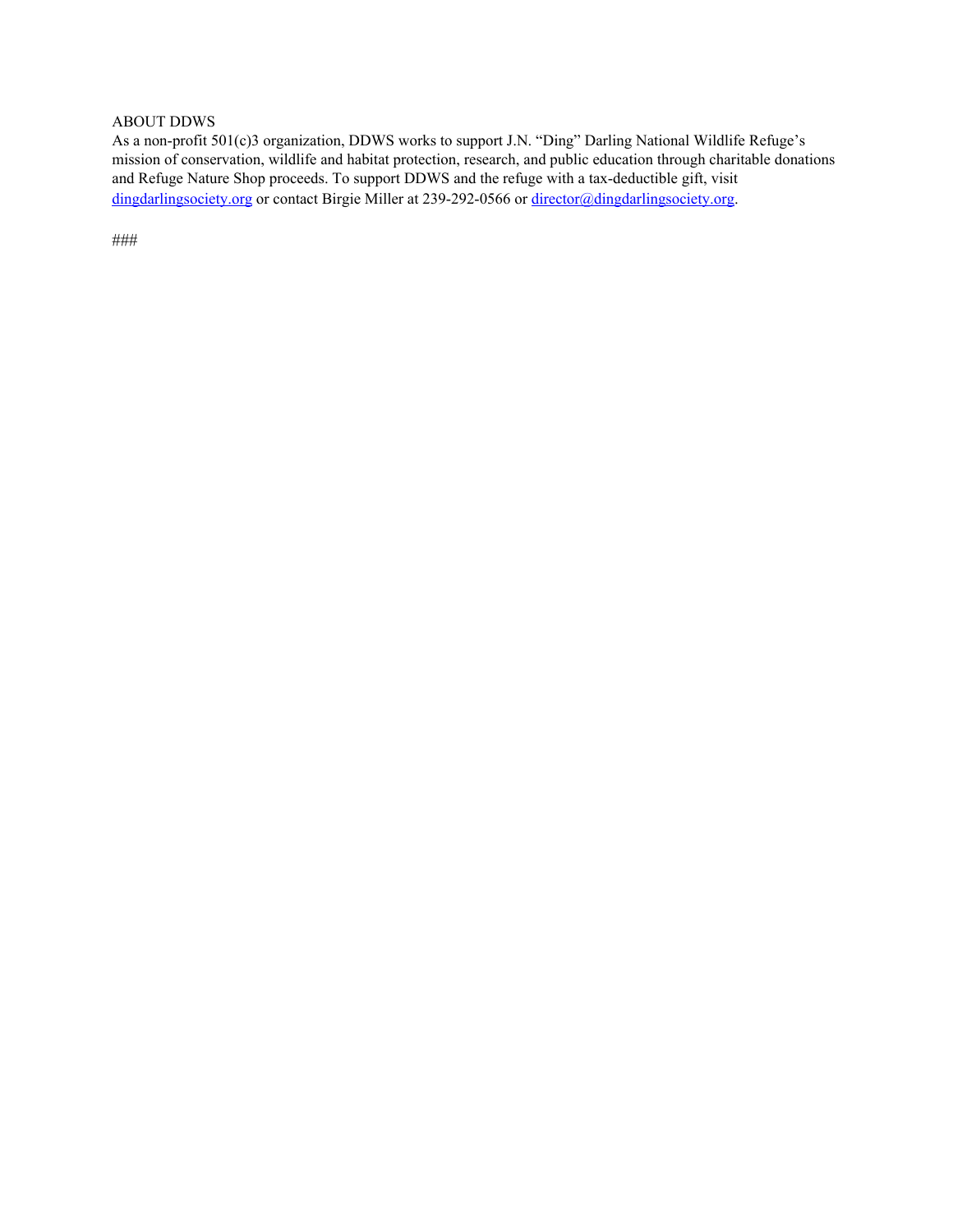ABOUT DDWS

As a non-profit 501(c)3 organization, DDWS works to support J.N. "Ding" Darling National Wildlife Refuge's mission of conservation, wildlife and habitat protection, research, and public education through charitable donations and Refuge Nature Shop proceeds. To support DDWS and the refuge with a tax-deductible gift, visit dingdarlingsociety.org or contact Birgie Miller at 239-292-0566 or director@dingdarlingsociety.org.

###